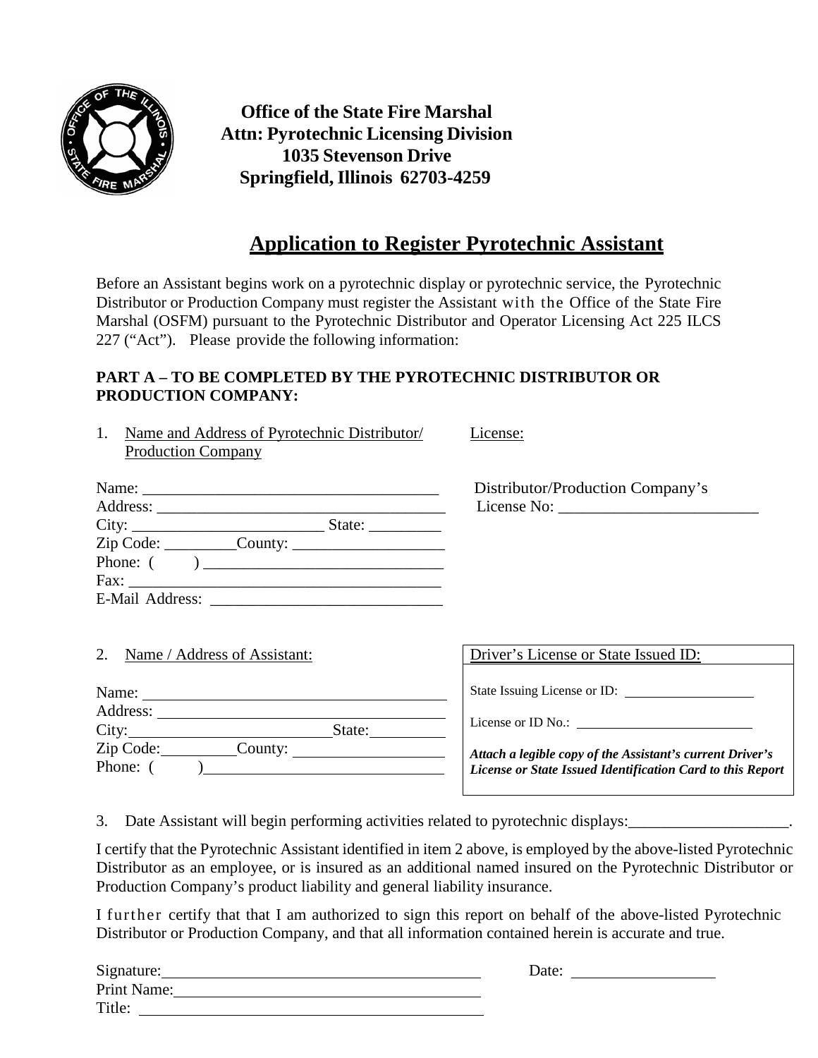**Office of the State Fire Marshal**
**Attn: Pyrotechnic Licensing Division**
**1035 Stevenson Drive**
**Springfield, Illinois 62703-4259**

# Application to Register Pyrotechnic Assistant

Before an Assistant begins work on a pyrotechnic display or pyrotechnic service, the Pyrotechnic Distributor or Production Company must register the Assistant with the Office of the State Fire Marshal (OSFM) pursuant to the Pyrotechnic Distributor and Operator Licensing Act 225 ILCS 227 ("Act"). Please provide the following information:

**PART A – TO BE COMPLETED BY THE PYROTECHNIC DISTRIBUTOR OR PRODUCTION COMPANY:**

1. Name and Address of Pyrotechnic Distributor/ Production Company

Name: ______________________________________
Address: ____________________________________
City: ________________________ State: _________
Zip Code: _________County: ___________________
Phone: ( ) ______________________________
Fax: _______________________________________
E-Mail Address: _____________________________

License:

Distributor/Production Company's License No: _________________________

2. Name / Address of Assistant:

Name: ______________________________________
Address: ____________________________________
City: ________________________ State: _________
Zip Code: _________County: ___________________
Phone: ( ) ______________________________

Driver's License or State Issued ID:

State Issuing License or ID: __________________

License or ID No.: _________________________

***Attach a legible copy of the Assistant's current Driver's License or State Issued Identification Card to this Report***

3. Date Assistant will begin performing activities related to pyrotechnic displays:____________________.

I certify that the Pyrotechnic Assistant identified in item 2 above, is employed by the above-listed Pyrotechnic Distributor as an employee, or is insured as an additional named insured on the Pyrotechnic Distributor or Production Company's product liability and general liability insurance.

I further certify that that I am authorized to sign this report on behalf of the above-listed Pyrotechnic Distributor or Production Company, and that all information contained herein is accurate and true.

Signature: ____________________________________ Date: __________________
Print Name: ___________________________________
Title: _________________________________________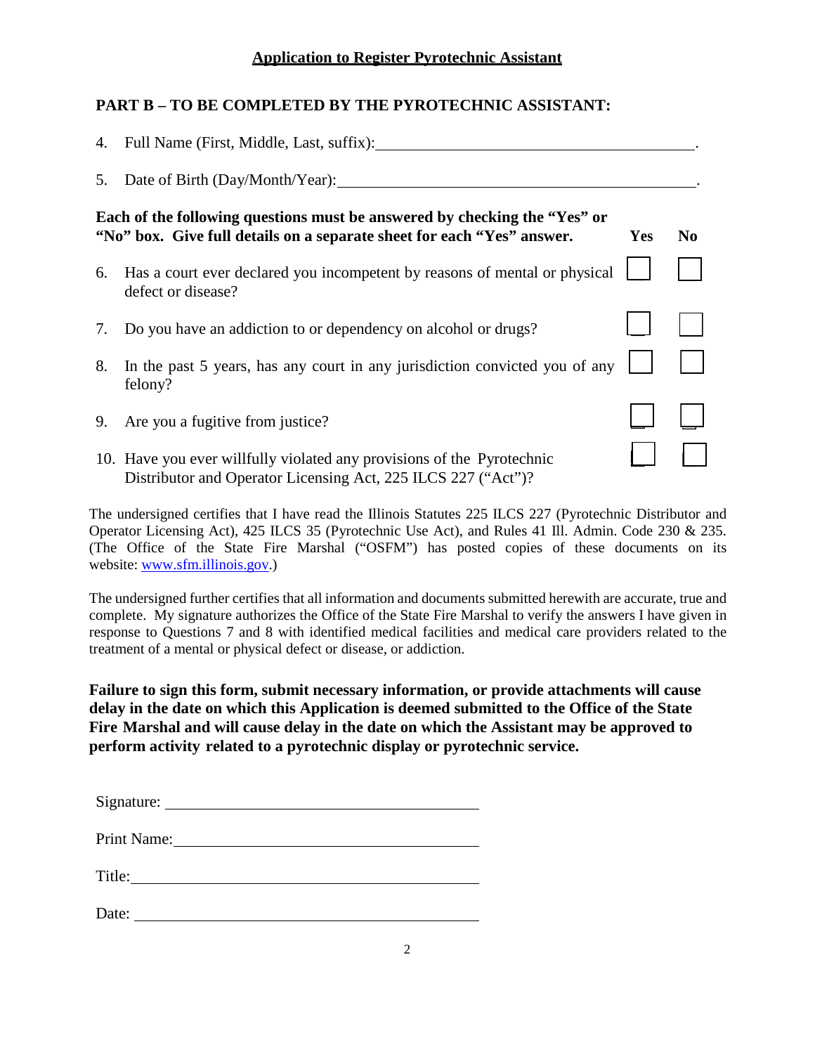## Application to Register Pyrotechnic Assistant

**PART B – TO BE COMPLETED BY THE PYROTECHNIC ASSISTANT:**

4. Full Name (First, Middle, Last, suffix):\_\_\_\_\_\_\_\_\_\_\_\_\_\_\_\_\_\_\_\_\_\_\_\_\_\_\_\_\_\_\_\_\_\_\_\_\_\_\_\_.

5. Date of Birth (Day/Month/Year):\_\_\_\_\_\_\_\_\_\_\_\_\_\_\_\_\_\_\_\_\_\_\_\_\_\_\_\_\_\_\_\_\_\_\_\_\_\_\_\_\_\_\_\_\_\_.

| Each of the following questions must be answered by checking the "Yes" or "No" box. Give full details on a separate sheet for each "Yes" answer. | Yes | No |
|---|---|---|
| 6. Has a court ever declared you incompetent by reasons of mental or physical defect or disease? | ☐ | ☐ |
| 7. Do you have an addiction to or dependency on alcohol or drugs? | ☐ | ☐ |
| 8. In the past 5 years, has any court in any jurisdiction convicted you of any felony? | ☐ | ☐ |
| 9. Are you a fugitive from justice? | ☐ | ☐ |
| 10. Have you ever willfully violated any provisions of the Pyrotechnic Distributor and Operator Licensing Act, 225 ILCS 227 ("Act")? | ☐ | ☐ |

The undersigned certifies that I have read the Illinois Statutes 225 ILCS 227 (Pyrotechnic Distributor and Operator Licensing Act), 425 ILCS 35 (Pyrotechnic Use Act), and Rules 41 Ill. Admin. Code 230 & 235. (The Office of the State Fire Marshal ("OSFM") has posted copies of these documents on its website: www.sfm.illinois.gov.)

The undersigned further certifies that all information and documents submitted herewith are accurate, true and complete. My signature authorizes the Office of the State Fire Marshal to verify the answers I have given in response to Questions 7 and 8 with identified medical facilities and medical care providers related to the treatment of a mental or physical defect or disease, or addiction.

**Failure to sign this form, submit necessary information, or provide attachments will cause delay in the date on which this Application is deemed submitted to the Office of the State Fire Marshal and will cause delay in the date on which the Assistant may be approved to perform activity related to a pyrotechnic display or pyrotechnic service.**

Signature: \_\_\_\_\_\_\_\_\_\_\_\_\_\_\_\_\_\_\_\_\_\_\_\_\_\_\_\_\_\_\_\_\_\_\_\_\_\_\_\_

Print Name:\_\_\_\_\_\_\_\_\_\_\_\_\_\_\_\_\_\_\_\_\_\_\_\_\_\_\_\_\_\_\_\_\_\_\_\_\_\_\_\_

Title:\_\_\_\_\_\_\_\_\_\_\_\_\_\_\_\_\_\_\_\_\_\_\_\_\_\_\_\_\_\_\_\_\_\_\_\_\_\_\_\_\_\_\_\_

Date: \_\_\_\_\_\_\_\_\_\_\_\_\_\_\_\_\_\_\_\_\_\_\_\_\_\_\_\_\_\_\_\_\_\_\_\_\_\_\_\_\_\_\_